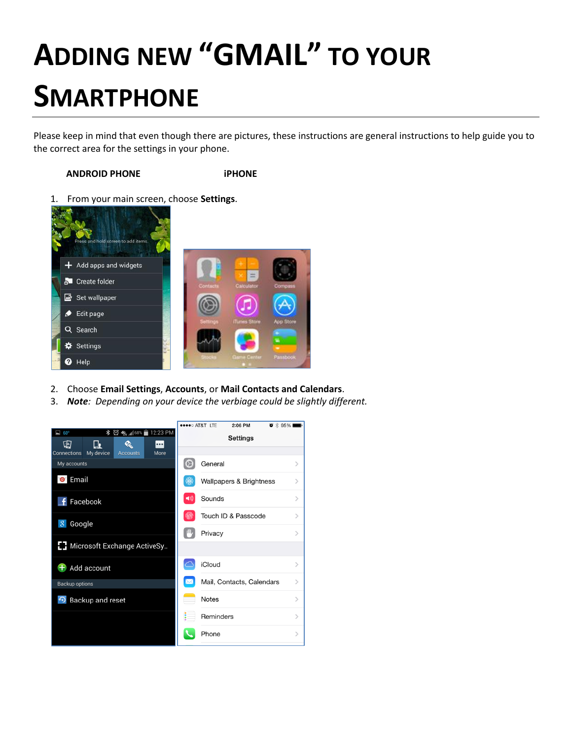# ADDING NEW "GMAIL" TO YOUR SMARTPHONE

Please keep in mind that even though there are pictures, these instructions are general instructions to help guide you to the correct area for the settings in your phone.

**ANDROID PHONE** **iPHONE**

1. From your main screen, choose **Settings**.

2. Choose **Email Settings**, **Accounts**, or **Mail Contacts and Calendars**.
3. ***Note**: Depending on your device the verbiage could be slightly different.*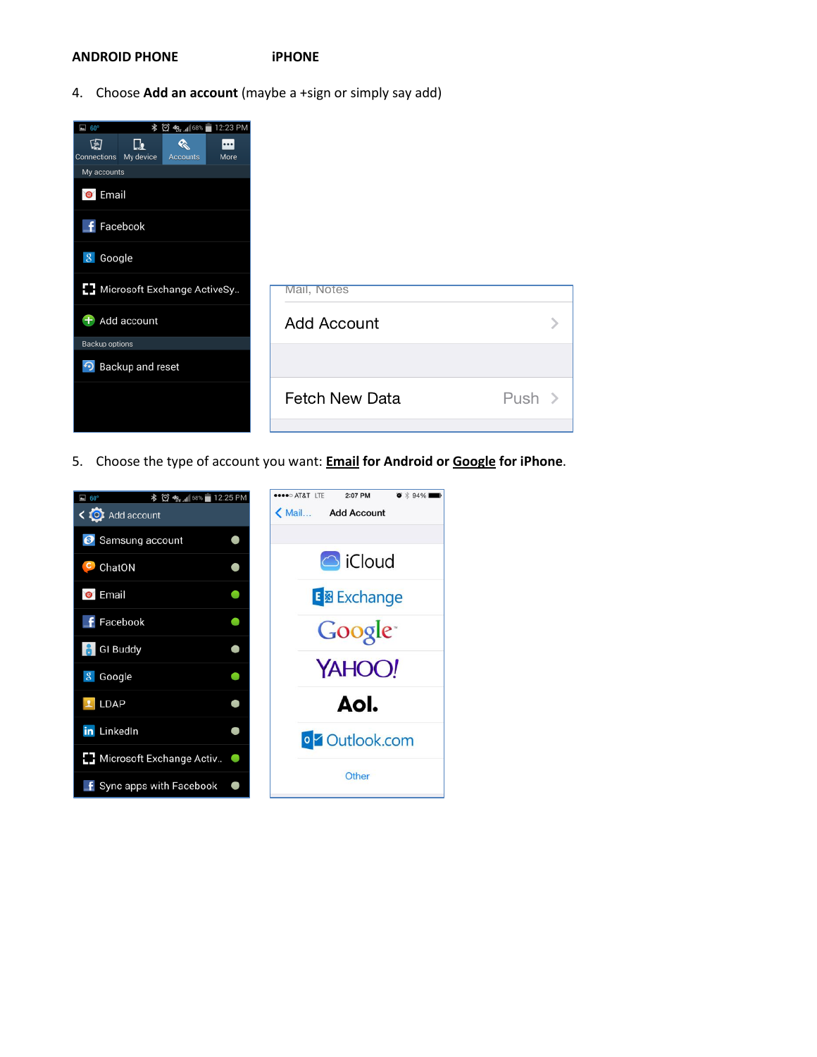**ANDROID PHONE** **iPHONE**

4. Choose **Add an account** (maybe a +sign or simply say add)

5. Choose the type of account you want: **<u>Email</u> for Android or <u>Google</u> for iPhone**.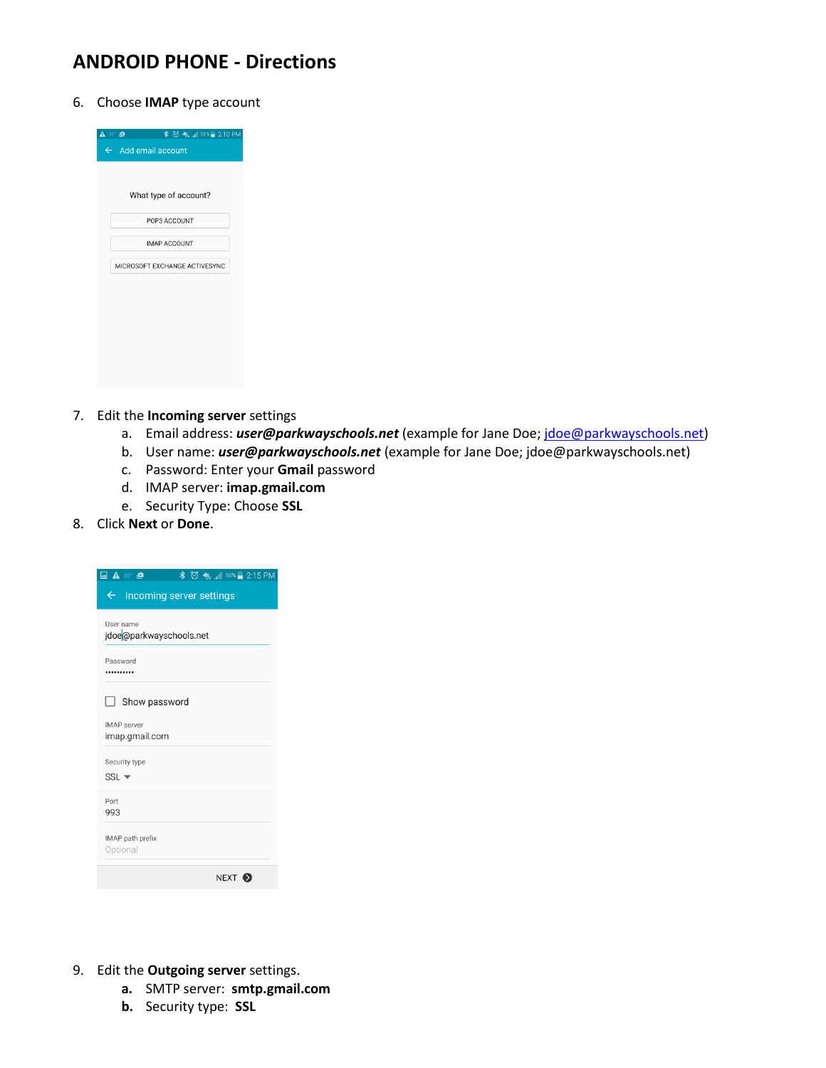## ANDROID PHONE - Directions

6. Choose **IMAP** type account

7. Edit the **Incoming server** settings
    a. Email address: ***user@parkwayschools.net*** (example for Jane Doe; jdoe@parkwayschools.net)
    b. User name: ***user@parkwayschools.net*** (example for Jane Doe; jdoe@parkwayschools.net)
    c. Password: Enter your **Gmail** password
    d. IMAP server: **imap.gmail.com**
    e. Security Type: Choose **SSL**
8. Click **Next** or **Done**.

9. Edit the **Outgoing server** settings.
    **a.** SMTP server: **smtp.gmail.com**
    **b.** Security type: **SSL**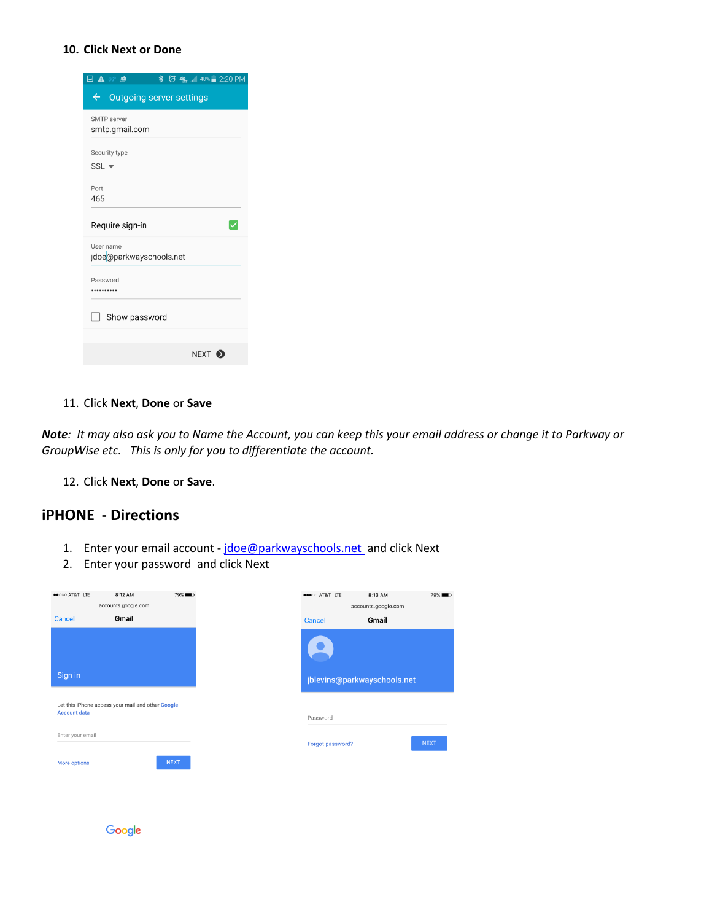10. **Click Next or Done**

11. Click **Next**, **Done** or **Save**

***Note**: It may also ask you to Name the Account, you can keep this your email address or change it to Parkway or GroupWise etc. This is only for you to differentiate the account.*

12. Click **Next**, **Done** or **Save**.

## iPHONE - Directions

1. Enter your email account - jdoe@parkwayschools.net and click Next
2. Enter your password and click Next